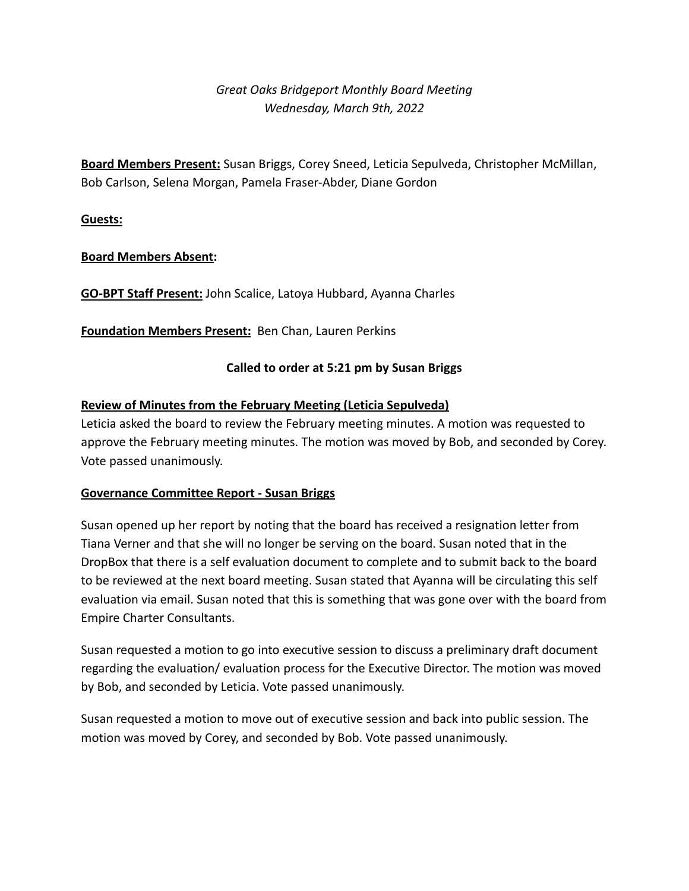*Great Oaks Bridgeport Monthly Board Meeting*
*Wednesday, March 9th, 2022*

**Board Members Present:** Susan Briggs, Corey Sneed, Leticia Sepulveda, Christopher McMillan, Bob Carlson, Selena Morgan, Pamela Fraser-Abder, Diane Gordon

**Guests:**

**Board Members Absent:**

**GO-BPT Staff Present:** John Scalice, Latoya Hubbard, Ayanna Charles

**Foundation Members Present:** Ben Chan, Lauren Perkins

**Called to order at 5:21 pm by Susan Briggs**

**Review of Minutes from the February Meeting (Leticia Sepulveda)**

Leticia asked the board to review the February meeting minutes. A motion was requested to approve the February meeting minutes. The motion was moved by Bob, and seconded by Corey. Vote passed unanimously.

**Governance Committee Report - Susan Briggs**

Susan opened up her report by noting that the board has received a resignation letter from Tiana Verner and that she will no longer be serving on the board. Susan noted that in the DropBox that there is a self evaluation document to complete and to submit back to the board to be reviewed at the next board meeting. Susan stated that Ayanna will be circulating this self evaluation via email. Susan noted that this is something that was gone over with the board from Empire Charter Consultants.

Susan requested a motion to go into executive session to discuss a preliminary draft document regarding the evaluation/ evaluation process for the Executive Director. The motion was moved by Bob, and seconded by Leticia. Vote passed unanimously.

Susan requested a motion to move out of executive session and back into public session. The motion was moved by Corey, and seconded by Bob. Vote passed unanimously.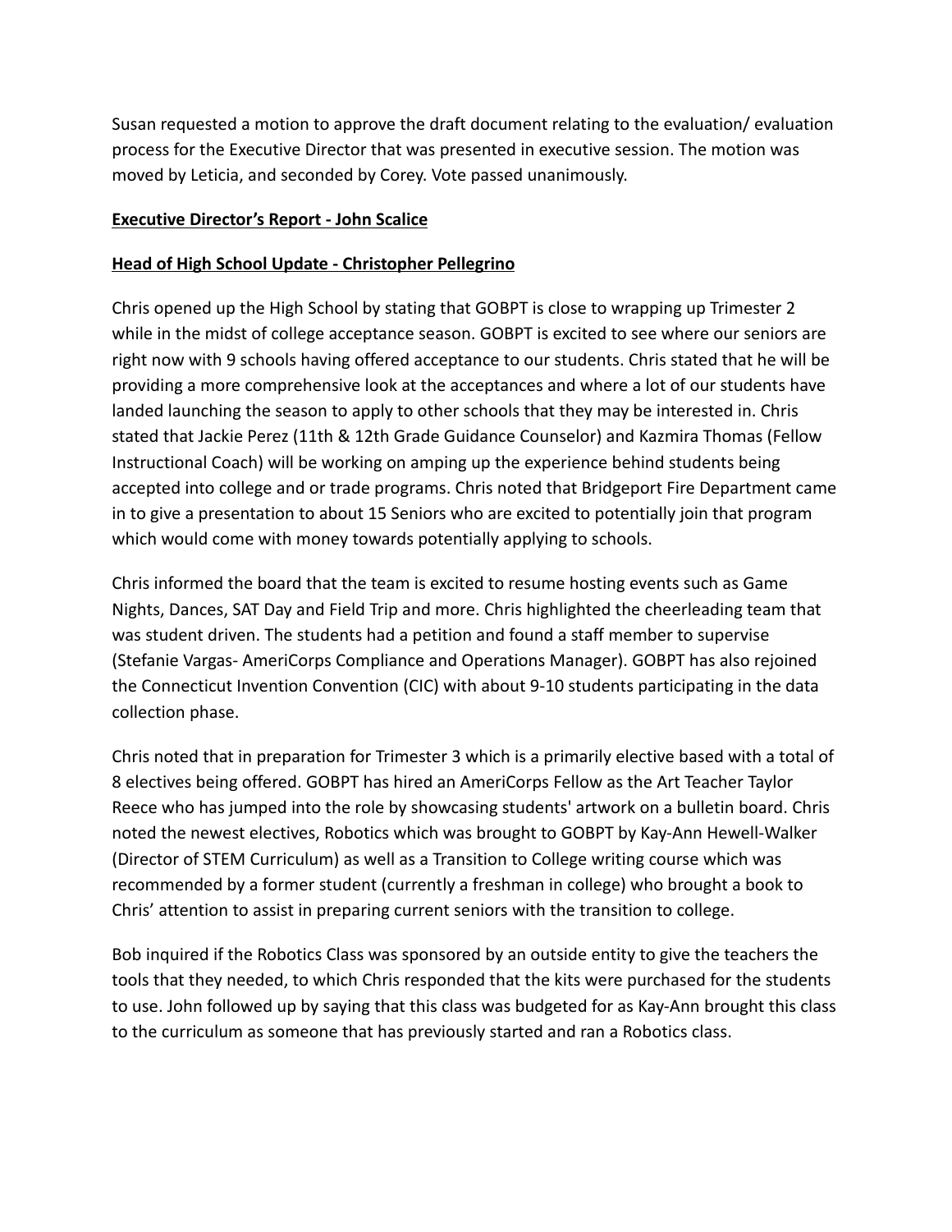Susan requested a motion to approve the draft document relating to the evaluation/ evaluation process for the Executive Director that was presented in executive session. The motion was moved by Leticia, and seconded by Corey. Vote passed unanimously.

**Executive Director's Report - John Scalice**

**Head of High School Update - Christopher Pellegrino**

Chris opened up the High School by stating that GOBPT is close to wrapping up Trimester 2 while in the midst of college acceptance season. GOBPT is excited to see where our seniors are right now with 9 schools having offered acceptance to our students. Chris stated that he will be providing a more comprehensive look at the acceptances and where a lot of our students have landed launching the season to apply to other schools that they may be interested in. Chris stated that Jackie Perez (11th & 12th Grade Guidance Counselor) and Kazmira Thomas (Fellow Instructional Coach) will be working on amping up the experience behind students being accepted into college and or trade programs. Chris noted that Bridgeport Fire Department came in to give a presentation to about 15 Seniors who are excited to potentially join that program which would come with money towards potentially applying to schools.

Chris informed the board that the team is excited to resume hosting events such as Game Nights, Dances, SAT Day and Field Trip and more. Chris highlighted the cheerleading team that was student driven. The students had a petition and found a staff member to supervise (Stefanie Vargas- AmeriCorps Compliance and Operations Manager). GOBPT has also rejoined the Connecticut Invention Convention (CIC) with about 9-10 students participating in the data collection phase.

Chris noted that in preparation for Trimester 3 which is a primarily elective based with a total of 8 electives being offered. GOBPT has hired an AmeriCorps Fellow as the Art Teacher Taylor Reece who has jumped into the role by showcasing students' artwork on a bulletin board. Chris noted the newest electives, Robotics which was brought to GOBPT by Kay-Ann Hewell-Walker (Director of STEM Curriculum) as well as a Transition to College writing course which was recommended by a former student (currently a freshman in college) who brought a book to Chris' attention to assist in preparing current seniors with the transition to college.

Bob inquired if the Robotics Class was sponsored by an outside entity to give the teachers the tools that they needed, to which Chris responded that the kits were purchased for the students to use. John followed up by saying that this class was budgeted for as Kay-Ann brought this class to the curriculum as someone that has previously started and ran a Robotics class.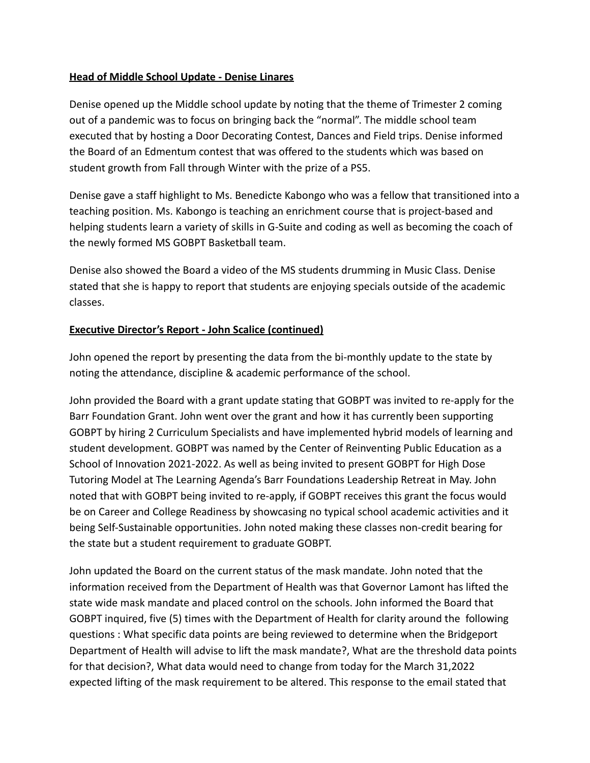**Head of Middle School Update - Denise Linares**

Denise opened up the Middle school update by noting that the theme of Trimester 2 coming out of a pandemic was to focus on bringing back the "normal". The middle school team executed that by hosting a Door Decorating Contest, Dances and Field trips. Denise informed the Board of an Edmentum contest that was offered to the students which was based on student growth from Fall through Winter with the prize of a PS5.

Denise gave a staff highlight to Ms. Benedicte Kabongo who was a fellow that transitioned into a teaching position. Ms. Kabongo is teaching an enrichment course that is project-based and helping students learn a variety of skills in G-Suite and coding as well as becoming the coach of the newly formed MS GOBPT Basketball team.

Denise also showed the Board a video of the MS students drumming in Music Class. Denise stated that she is happy to report that students are enjoying specials outside of the academic classes.

**Executive Director's Report - John Scalice (continued)**

John opened the report by presenting the data from the bi-monthly update to the state by noting the attendance, discipline & academic performance of the school.

John provided the Board with a grant update stating that GOBPT was invited to re-apply for the Barr Foundation Grant. John went over the grant and how it has currently been supporting GOBPT by hiring 2 Curriculum Specialists and have implemented hybrid models of learning and student development. GOBPT was named by the Center of Reinventing Public Education as a School of Innovation 2021-2022. As well as being invited to present GOBPT for High Dose Tutoring Model at The Learning Agenda's Barr Foundations Leadership Retreat in May. John noted that with GOBPT being invited to re-apply, if GOBPT receives this grant the focus would be on Career and College Readiness by showcasing no typical school academic activities and it being Self-Sustainable opportunities. John noted making these classes non-credit bearing for the state but a student requirement to graduate GOBPT.

John updated the Board on the current status of the mask mandate. John noted that the information received from the Department of Health was that Governor Lamont has lifted the state wide mask mandate and placed control on the schools. John informed the Board that GOBPT inquired, five (5) times with the Department of Health for clarity around the following questions : What specific data points are being reviewed to determine when the Bridgeport Department of Health will advise to lift the mask mandate?, What are the threshold data points for that decision?, What data would need to change from today for the March 31,2022 expected lifting of the mask requirement to be altered. This response to the email stated that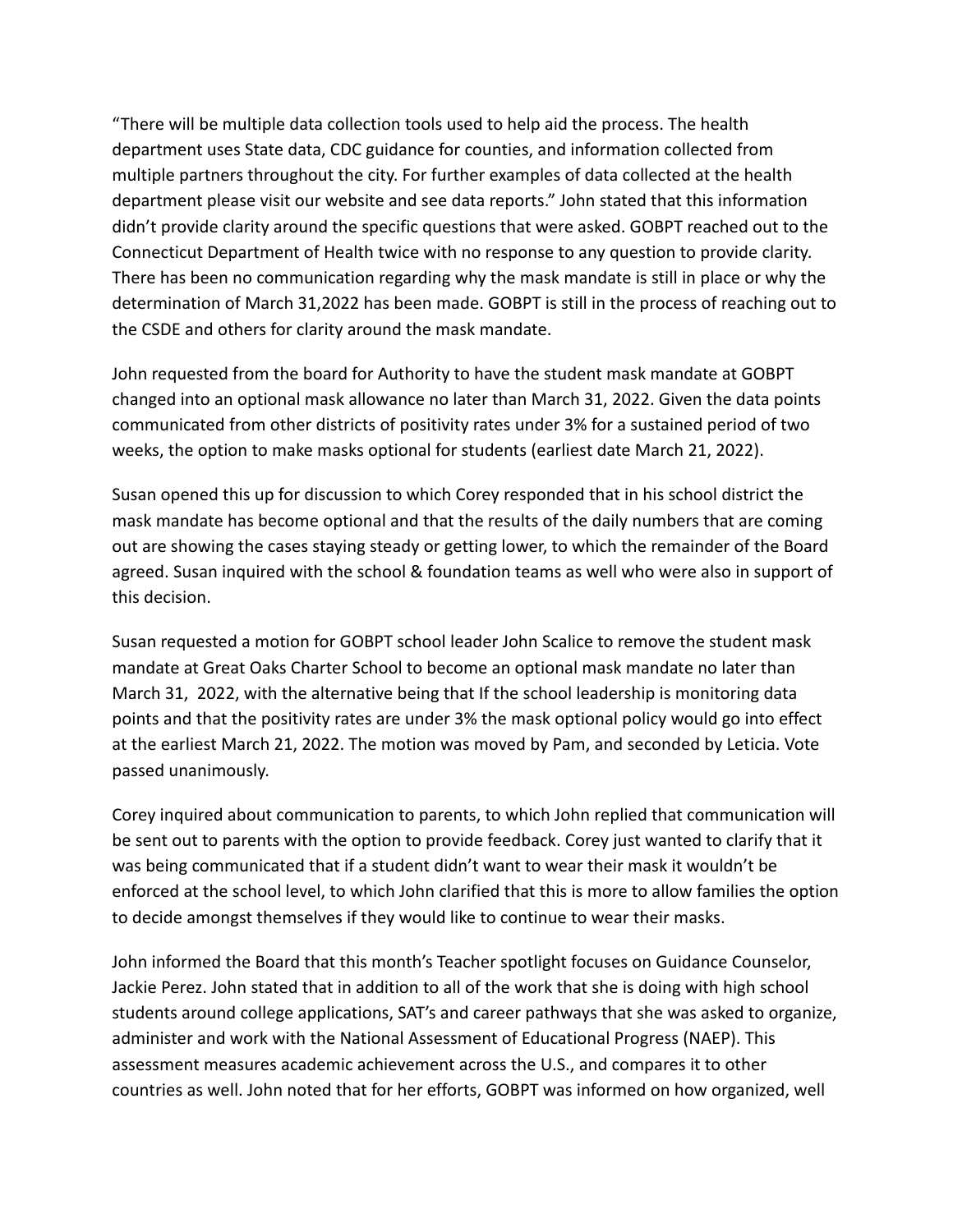"There will be multiple data collection tools used to help aid the process. The health department uses State data, CDC guidance for counties, and information collected from multiple partners throughout the city. For further examples of data collected at the health department please visit our website and see data reports." John stated that this information didn't provide clarity around the specific questions that were asked. GOBPT reached out to the Connecticut Department of Health twice with no response to any question to provide clarity. There has been no communication regarding why the mask mandate is still in place or why the determination of March 31,2022 has been made. GOBPT is still in the process of reaching out to the CSDE and others for clarity around the mask mandate.

John requested from the board for Authority to have the student mask mandate at GOBPT changed into an optional mask allowance no later than March 31, 2022. Given the data points communicated from other districts of positivity rates under 3% for a sustained period of two weeks, the option to make masks optional for students (earliest date March 21, 2022).

Susan opened this up for discussion to which Corey responded that in his school district the mask mandate has become optional and that the results of the daily numbers that are coming out are showing the cases staying steady or getting lower, to which the remainder of the Board agreed. Susan inquired with the school & foundation teams as well who were also in support of this decision.

Susan requested a motion for GOBPT school leader John Scalice to remove the student mask mandate at Great Oaks Charter School to become an optional mask mandate no later than March 31, 2022, with the alternative being that If the school leadership is monitoring data points and that the positivity rates are under 3% the mask optional policy would go into effect at the earliest March 21, 2022. The motion was moved by Pam, and seconded by Leticia. Vote passed unanimously.

Corey inquired about communication to parents, to which John replied that communication will be sent out to parents with the option to provide feedback. Corey just wanted to clarify that it was being communicated that if a student didn't want to wear their mask it wouldn't be enforced at the school level, to which John clarified that this is more to allow families the option to decide amongst themselves if they would like to continue to wear their masks.

John informed the Board that this month's Teacher spotlight focuses on Guidance Counselor, Jackie Perez. John stated that in addition to all of the work that she is doing with high school students around college applications, SAT's and career pathways that she was asked to organize, administer and work with the National Assessment of Educational Progress (NAEP). This assessment measures academic achievement across the U.S., and compares it to other countries as well. John noted that for her efforts, GOBPT was informed on how organized, well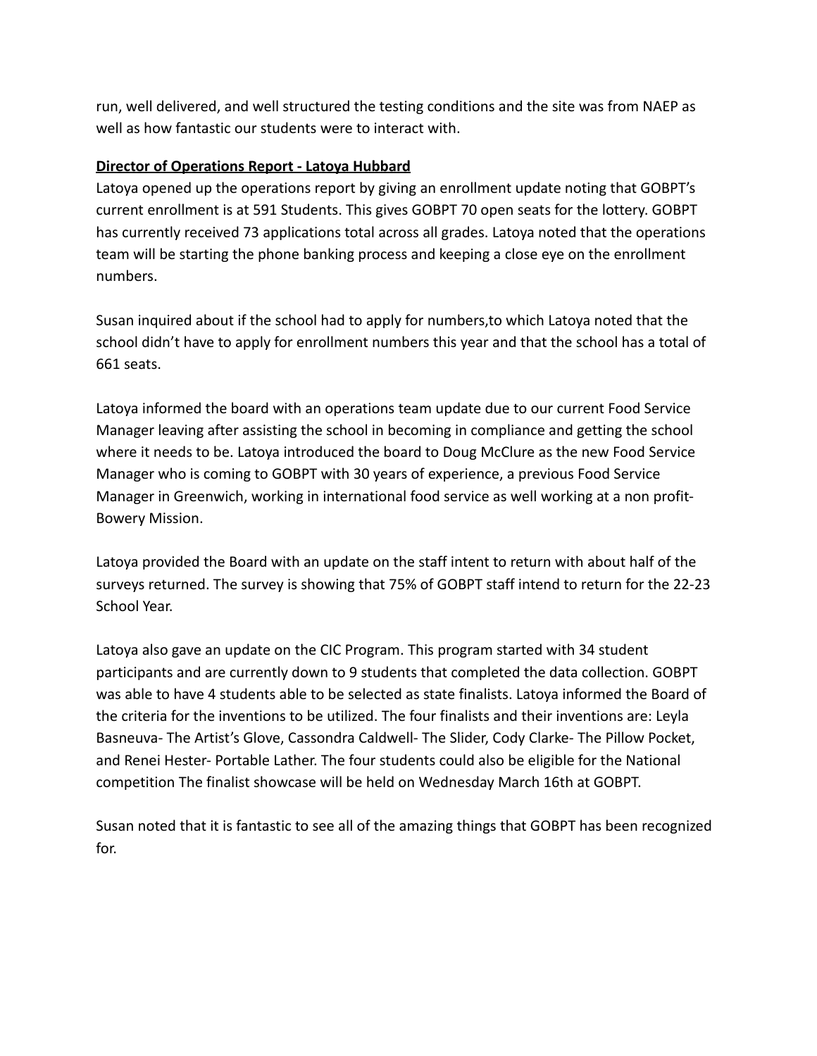run, well delivered, and well structured the testing conditions and the site was from NAEP as well as how fantastic our students were to interact with.

**Director of Operations Report - Latoya Hubbard**

Latoya opened up the operations report by giving an enrollment update noting that GOBPT's current enrollment is at 591 Students. This gives GOBPT 70 open seats for the lottery. GOBPT has currently received 73 applications total across all grades. Latoya noted that the operations team will be starting the phone banking process and keeping a close eye on the enrollment numbers.

Susan inquired about if the school had to apply for numbers,to which Latoya noted that the school didn't have to apply for enrollment numbers this year and that the school has a total of 661 seats.

Latoya informed the board with an operations team update due to our current Food Service Manager leaving after assisting the school in becoming in compliance and getting the school where it needs to be. Latoya introduced the board to Doug McClure as the new Food Service Manager who is coming to GOBPT with 30 years of experience, a previous Food Service Manager in Greenwich, working in international food service as well working at a non profit- Bowery Mission.

Latoya provided the Board with an update on the staff intent to return with about half of the surveys returned. The survey is showing that 75% of GOBPT staff intend to return for the 22-23 School Year.

Latoya also gave an update on the CIC Program. This program started with 34 student participants and are currently down to 9 students that completed the data collection. GOBPT was able to have 4 students able to be selected as state finalists. Latoya informed the Board of the criteria for the inventions to be utilized. The four finalists and their inventions are: Leyla Basneuva- The Artist's Glove, Cassondra Caldwell- The Slider, Cody Clarke- The Pillow Pocket, and Renei Hester- Portable Lather. The four students could also be eligible for the National competition The finalist showcase will be held on Wednesday March 16th at GOBPT.

Susan noted that it is fantastic to see all of the amazing things that GOBPT has been recognized for.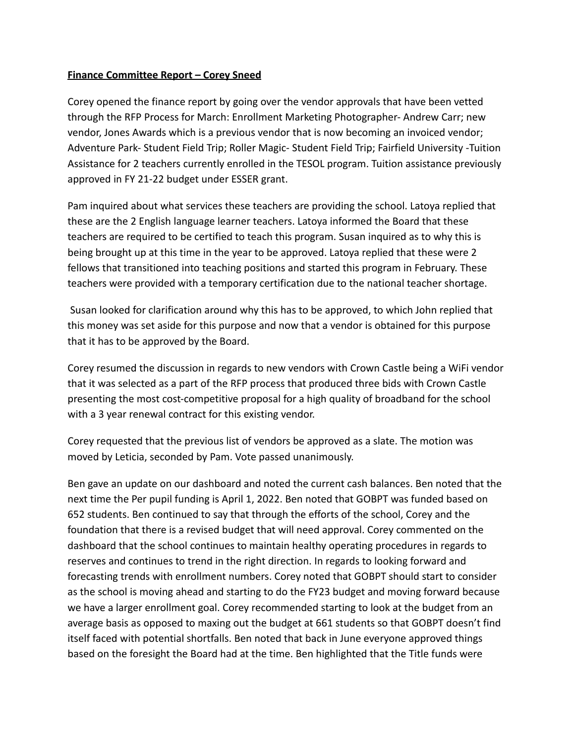**Finance Committee Report – Corey Sneed**

Corey opened the finance report by going over the vendor approvals that have been vetted through the RFP Process for March: Enrollment Marketing Photographer- Andrew Carr; new vendor, Jones Awards which is a previous vendor that is now becoming an invoiced vendor; Adventure Park- Student Field Trip; Roller Magic- Student Field Trip; Fairfield University -Tuition Assistance for 2 teachers currently enrolled in the TESOL program. Tuition assistance previously approved in FY 21-22 budget under ESSER grant.

Pam inquired about what services these teachers are providing the school. Latoya replied that these are the 2 English language learner teachers. Latoya informed the Board that these teachers are required to be certified to teach this program. Susan inquired as to why this is being brought up at this time in the year to be approved. Latoya replied that these were 2 fellows that transitioned into teaching positions and started this program in February. These teachers were provided with a temporary certification due to the national teacher shortage.

Susan looked for clarification around why this has to be approved, to which John replied that this money was set aside for this purpose and now that a vendor is obtained for this purpose that it has to be approved by the Board.

Corey resumed the discussion in regards to new vendors with Crown Castle being a WiFi vendor that it was selected as a part of the RFP process that produced three bids with Crown Castle presenting the most cost-competitive proposal for a high quality of broadband for the school with a 3 year renewal contract for this existing vendor.

Corey requested that the previous list of vendors be approved as a slate. The motion was moved by Leticia, seconded by Pam. Vote passed unanimously.

Ben gave an update on our dashboard and noted the current cash balances. Ben noted that the next time the Per pupil funding is April 1, 2022. Ben noted that GOBPT was funded based on 652 students. Ben continued to say that through the efforts of the school, Corey and the foundation that there is a revised budget that will need approval. Corey commented on the dashboard that the school continues to maintain healthy operating procedures in regards to reserves and continues to trend in the right direction. In regards to looking forward and forecasting trends with enrollment numbers. Corey noted that GOBPT should start to consider as the school is moving ahead and starting to do the FY23 budget and moving forward because we have a larger enrollment goal. Corey recommended starting to look at the budget from an average basis as opposed to maxing out the budget at 661 students so that GOBPT doesn't find itself faced with potential shortfalls. Ben noted that back in June everyone approved things based on the foresight the Board had at the time. Ben highlighted that the Title funds were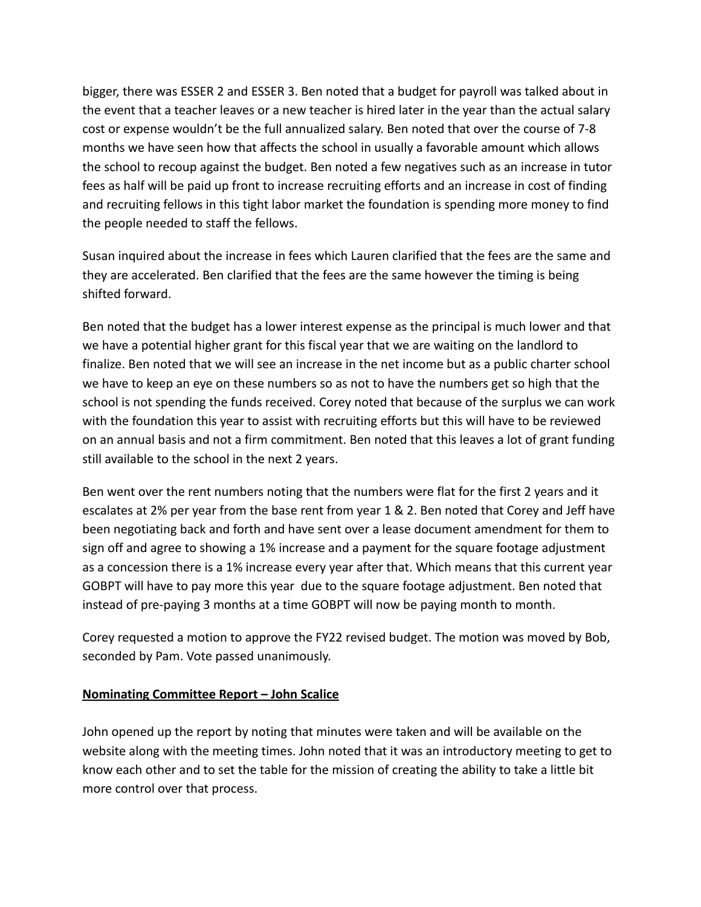bigger, there was ESSER 2 and ESSER 3. Ben noted that a budget for payroll was talked about in the event that a teacher leaves or a new teacher is hired later in the year than the actual salary cost or expense wouldn't be the full annualized salary. Ben noted that over the course of 7-8 months we have seen how that affects the school in usually a favorable amount which allows the school to recoup against the budget. Ben noted a few negatives such as an increase in tutor fees as half will be paid up front to increase recruiting efforts and an increase in cost of finding and recruiting fellows in this tight labor market the foundation is spending more money to find the people needed to staff the fellows.

Susan inquired about the increase in fees which Lauren clarified that the fees are the same and they are accelerated. Ben clarified that the fees are the same however the timing is being shifted forward.

Ben noted that the budget has a lower interest expense as the principal is much lower and that we have a potential higher grant for this fiscal year that we are waiting on the landlord to finalize. Ben noted that we will see an increase in the net income but as a public charter school we have to keep an eye on these numbers so as not to have the numbers get so high that the school is not spending the funds received. Corey noted that because of the surplus we can work with the foundation this year to assist with recruiting efforts but this will have to be reviewed on an annual basis and not a firm commitment. Ben noted that this leaves a lot of grant funding still available to the school in the next 2 years.

Ben went over the rent numbers noting that the numbers were flat for the first 2 years and it escalates at 2% per year from the base rent from year 1 & 2. Ben noted that Corey and Jeff have been negotiating back and forth and have sent over a lease document amendment for them to sign off and agree to showing a 1% increase and a payment for the square footage adjustment as a concession there is a 1% increase every year after that. Which means that this current year GOBPT will have to pay more this year  due to the square footage adjustment. Ben noted that instead of pre-paying 3 months at a time GOBPT will now be paying month to month.

Corey requested a motion to approve the FY22 revised budget. The motion was moved by Bob, seconded by Pam. Vote passed unanimously.

**Nominating Committee Report – John Scalice**

John opened up the report by noting that minutes were taken and will be available on the website along with the meeting times. John noted that it was an introductory meeting to get to know each other and to set the table for the mission of creating the ability to take a little bit more control over that process.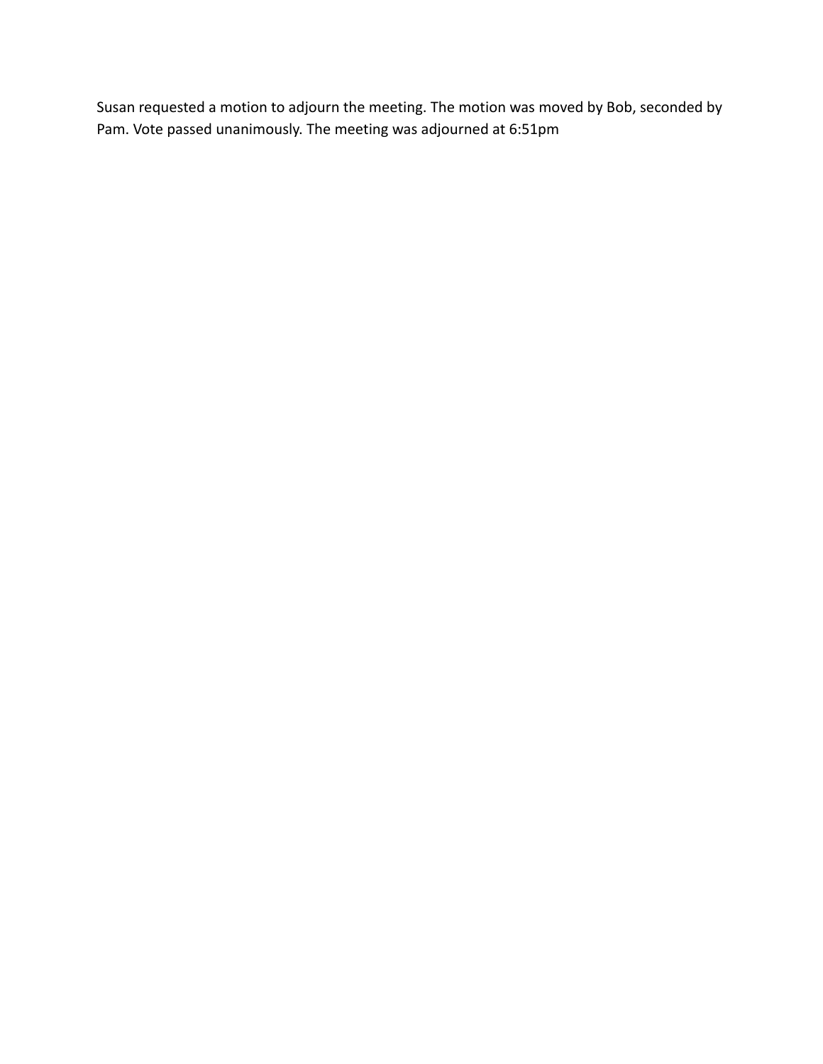Susan requested a motion to adjourn the meeting. The motion was moved by Bob, seconded by Pam. Vote passed unanimously. The meeting was adjourned at 6:51pm